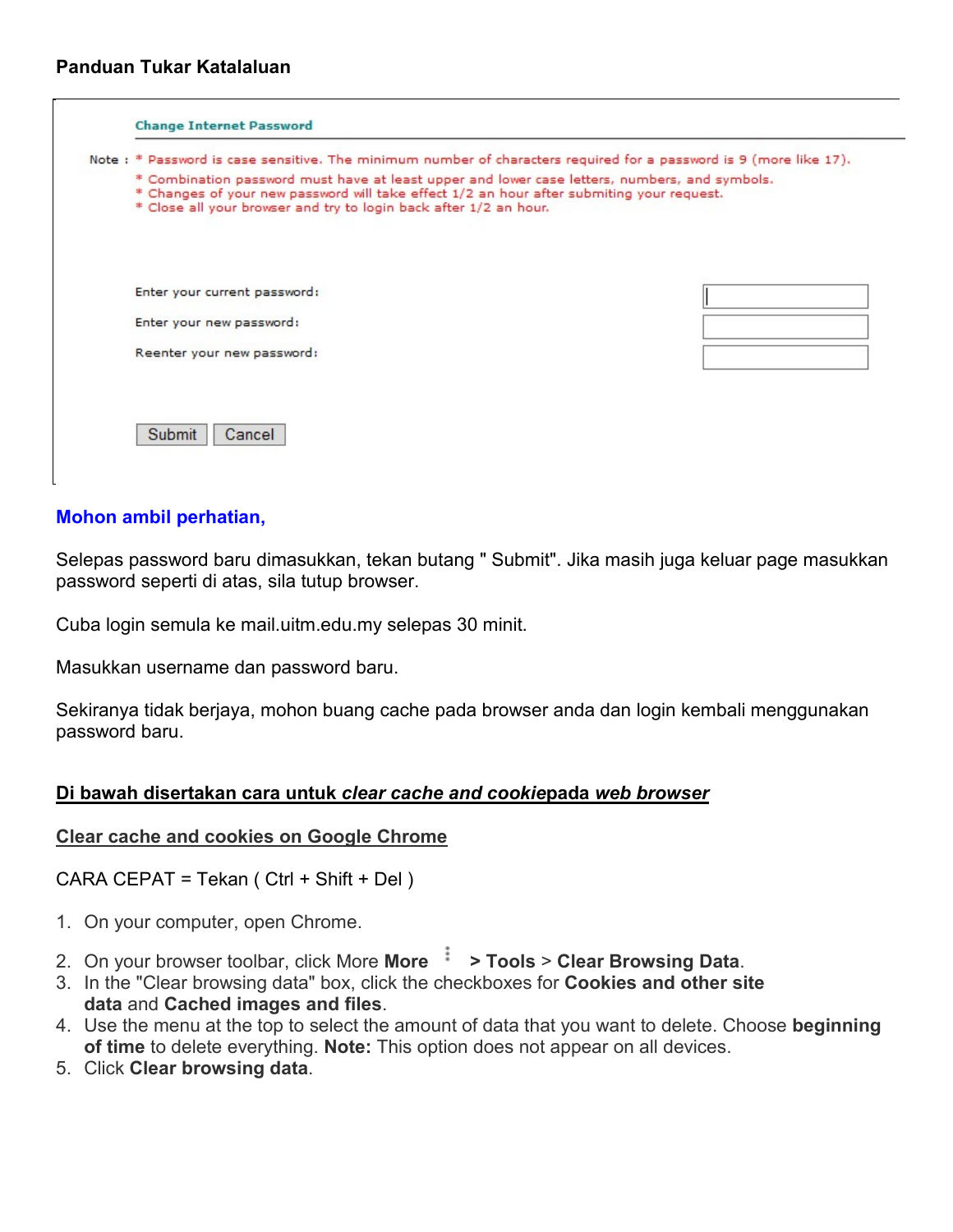**Panduan Tukar Katalaluan**

**Change Internet Password**

Note :
* Password is case sensitive. The minimum number of characters required for a password is 9 (more like 17).
* Combination password must have at least upper and lower case letters, numbers, and symbols.
* Changes of your new password will take effect 1/2 an hour after submiting your request.
* Close all your browser and try to login back after 1/2 an hour.

Enter your current password:

Enter your new password:

Reenter your new password:

Submit Cancel

**Mohon ambil perhatian,**

Selepas password baru dimasukkan, tekan butang " Submit". Jika masih juga keluar page masukkan password seperti di atas, sila tutup browser.

Cuba login semula ke mail.uitm.edu.my selepas 30 minit.

Masukkan username dan password baru.

Sekiranya tidak berjaya, mohon buang cache pada browser anda dan login kembali menggunakan password baru.

**Di bawah disertakan cara untuk *clear cache and cookie*pada *web browser***

**Clear cache and cookies on Google Chrome**

CARA CEPAT = Tekan ( Ctrl + Shift + Del )

1. On your computer, open Chrome.
2. On your browser toolbar, click More **More** ⋮ **> Tools** > **Clear Browsing Data**.
3. In the "Clear browsing data" box, click the checkboxes for **Cookies and other site data** and **Cached images and files**.
4. Use the menu at the top to select the amount of data that you want to delete. Choose **beginning of time** to delete everything. **Note:** This option does not appear on all devices.
5. Click **Clear browsing data**.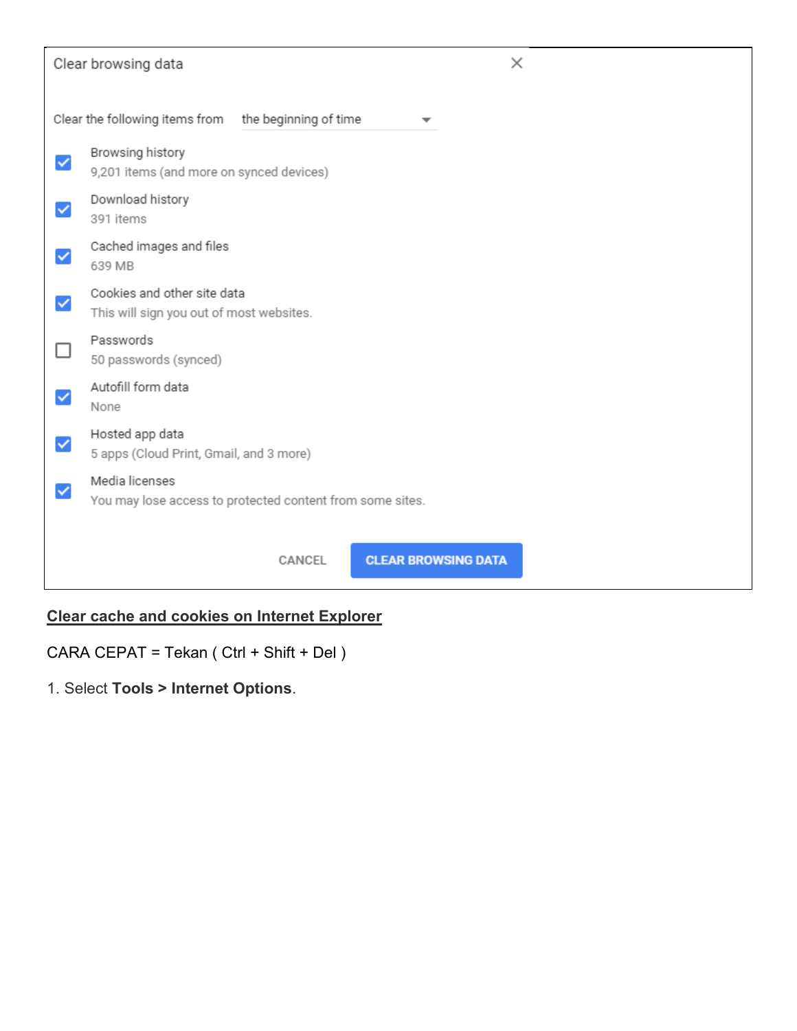Clear browsing data

Clear the following items from the beginning of time

- [x] Browsing history
  9,201 items (and more on synced devices)
- [x] Download history
  391 items
- [x] Cached images and files
  639 MB
- [x] Cookies and other site data
  This will sign you out of most websites.
- [ ] Passwords
  50 passwords (synced)
- [x] Autofill form data
  None
- [x] Hosted app data
  5 apps (Cloud Print, Gmail, and 3 more)
- [x] Media licenses
  You may lose access to protected content from some sites.

CANCEL | CLEAR BROWSING DATA

**Clear cache and cookies on Internet Explorer**

CARA CEPAT = Tekan ( Ctrl + Shift + Del )

1. Select **Tools > Internet Options**.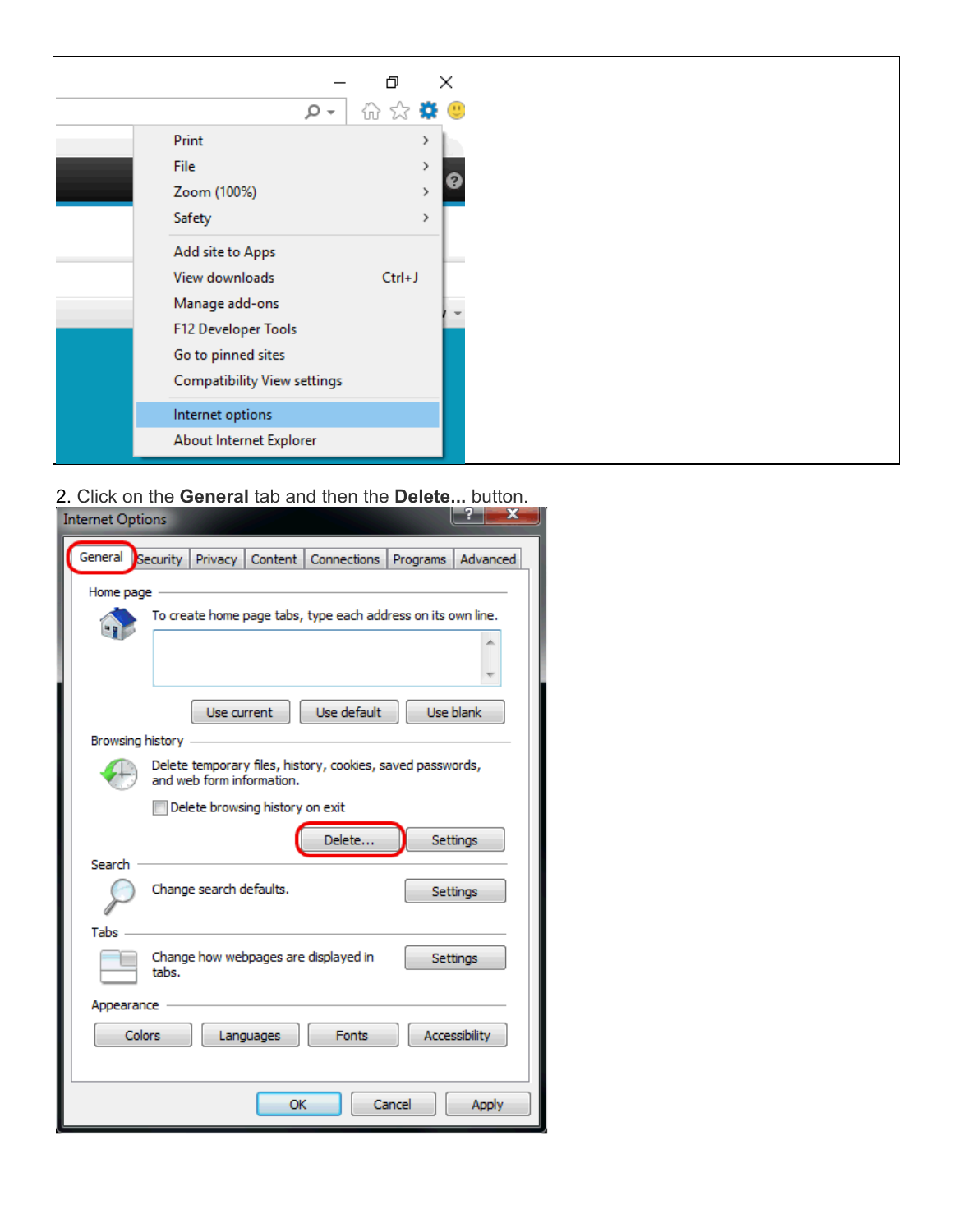2. Click on the **General** tab and then the **Delete...** button.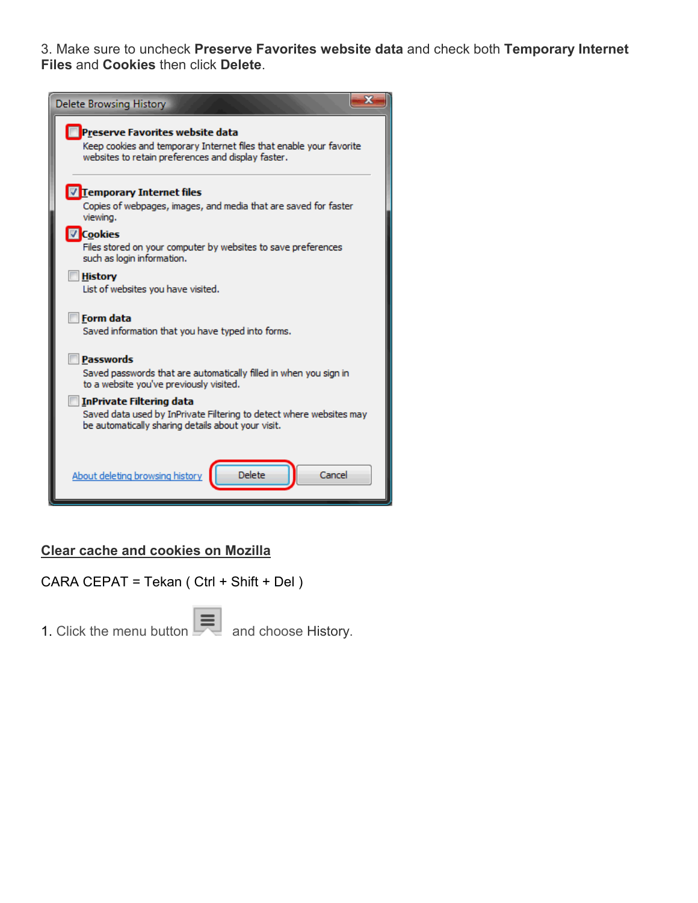3. Make sure to uncheck **Preserve Favorites website data** and check both **Temporary Internet Files** and **Cookies** then click **Delete**.

## Clear cache and cookies on Mozilla

CARA CEPAT = Tekan ( Ctrl + Shift + Del )

1. Click the menu button and choose History.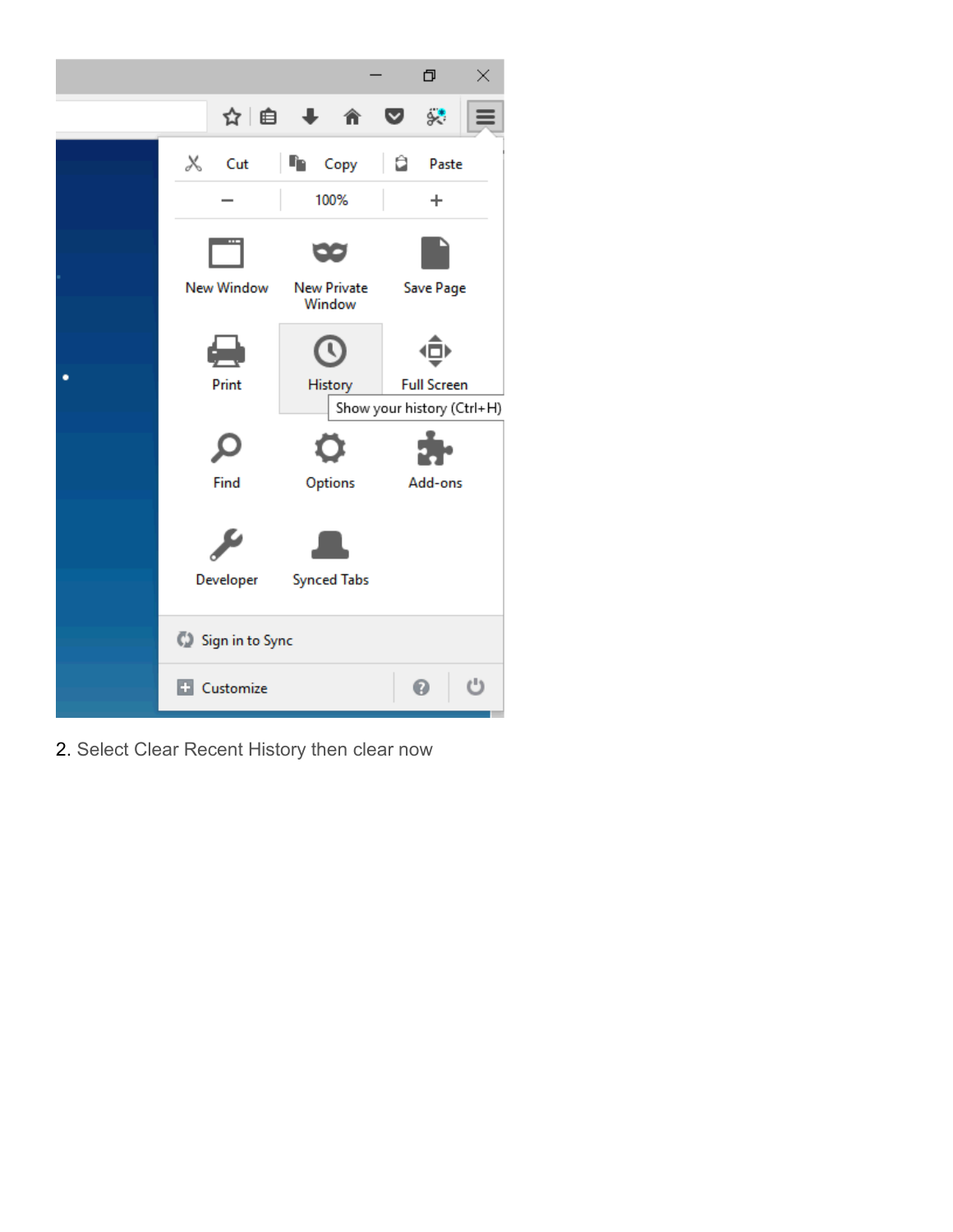2. Select Clear Recent History then clear now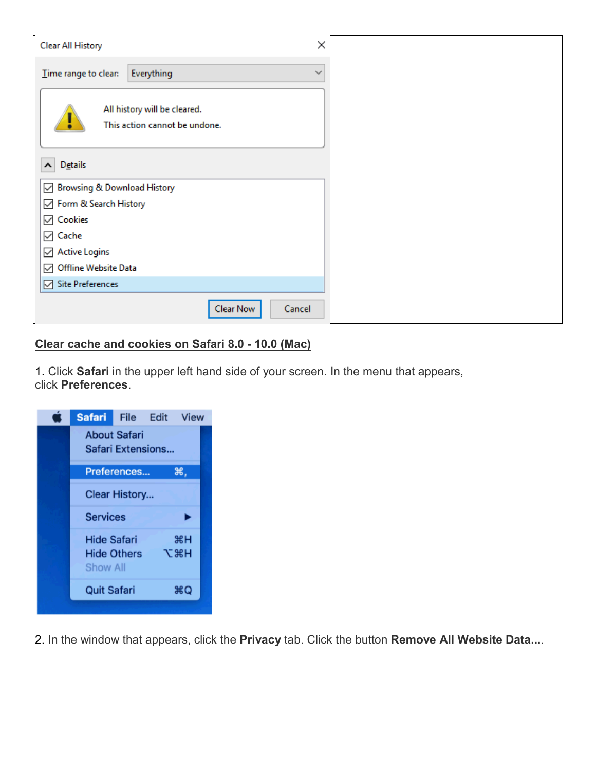## Clear cache and cookies on Safari 8.0 - 10.0 (Mac)

1. Click **Safari** in the upper left hand side of your screen. In the menu that appears, click **Preferences**.

2. In the window that appears, click the **Privacy** tab. Click the button **Remove All Website Data...**.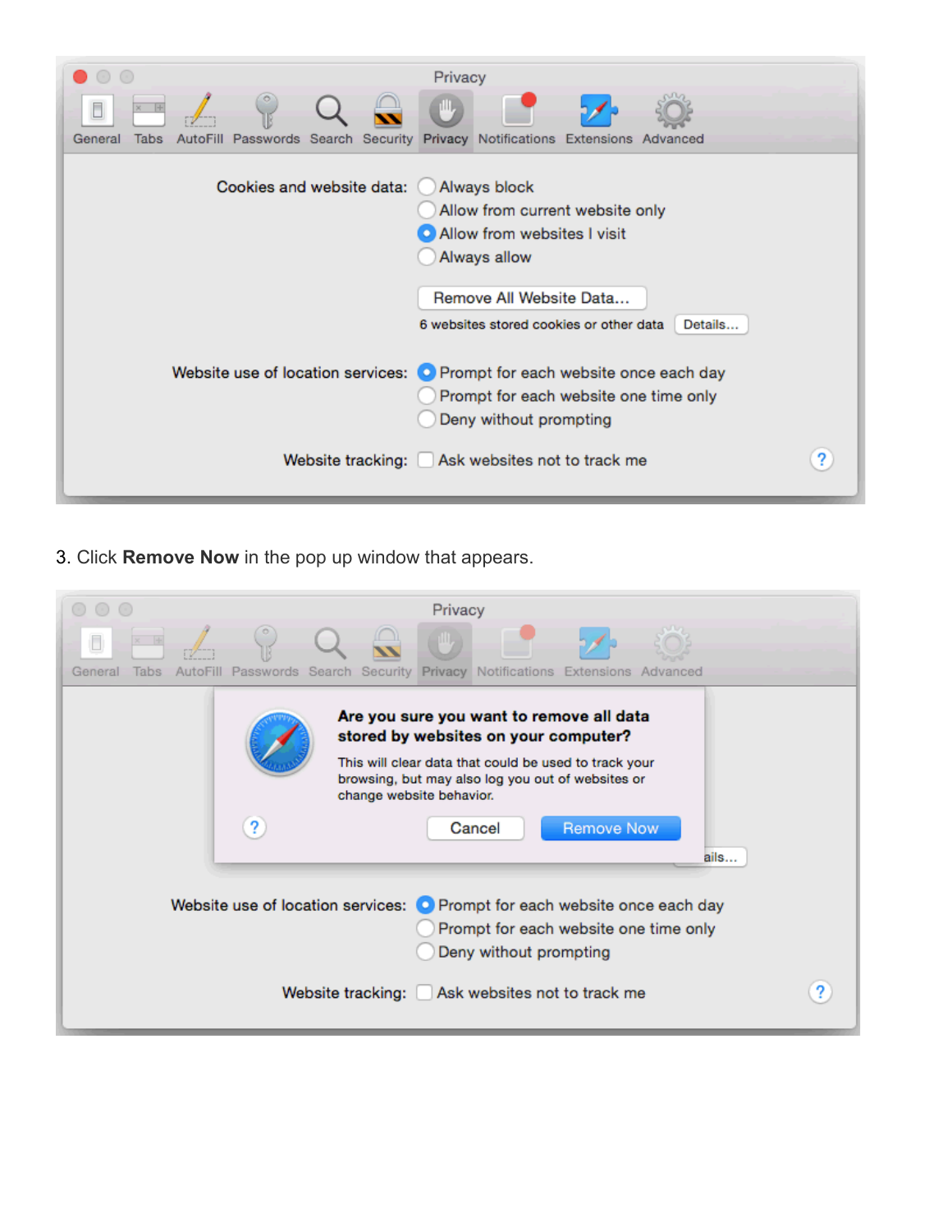3. Click **Remove Now** in the pop up window that appears.